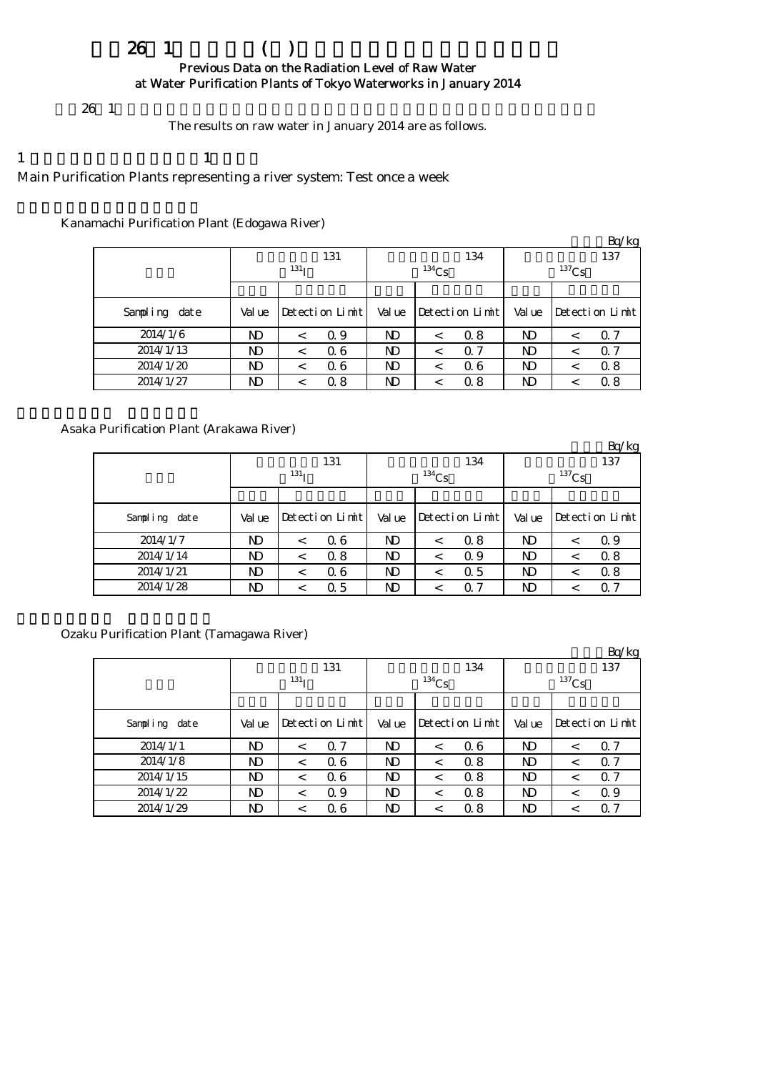# 26 1 ( )

## Previous Data on the Radiation Level of Raw Water at Water Purification Plants of Tokyo Waterworks in January 2014

26 1

The results on raw water in January 2014 are as follows.

1 1

Main Purification Plants representing a river system: Test once a week

Kanamachi Purification Plant (Edogawa River)

Bq/kg

| | 131 $^{131}$I | | | 134 $^{134}$Cs | | | 137 $^{137}$Cs | | |
|---|---|---|---|---|---|---|---|---|---|
| Sampling date | Value | Detection Limit | | Value | Detection Limit | | Value | Detection Limit | |
| 2014/1/6 | ND | < | 0.9 | ND | < | 0.8 | ND | < | 0.7 |
| 2014/1/13 | ND | < | 0.6 | ND | < | 0.7 | ND | < | 0.7 |
| 2014/1/20 | ND | < | 0.6 | ND | < | 0.6 | ND | < | 0.8 |
| 2014/1/27 | ND | < | 0.8 | ND | < | 0.8 | ND | < | 0.8 |

Asaka Purification Plant (Arakawa River)

Bq/kg

| | 131 $^{131}$I | | | 134 $^{134}$Cs | | | 137 $^{137}$Cs | | |
|---|---|---|---|---|---|---|---|---|---|
| Sampling date | Value | Detection Limit | | Value | Detection Limit | | Value | Detection Limit | |
| 2014/1/7 | ND | < | 0.6 | ND | < | 0.8 | ND | < | 0.9 |
| 2014/1/14 | ND | < | 0.8 | ND | < | 0.9 | ND | < | 0.8 |
| 2014/1/21 | ND | < | 0.6 | ND | < | 0.5 | ND | < | 0.8 |
| 2014/1/28 | ND | < | 0.5 | ND | < | 0.7 | ND | < | 0.7 |

Ozaku Purification Plant (Tamagawa River)

Bq/kg

| | 131 $^{131}$I | | | 134 $^{134}$Cs | | | 137 $^{137}$Cs | | |
|---|---|---|---|---|---|---|---|---|---|
| Sampling date | Value | Detection Limit | | Value | Detection Limit | | Value | Detection Limit | |
| 2014/1/1 | ND | < | 0.7 | ND | < | 0.6 | ND | < | 0.7 |
| 2014/1/8 | ND | < | 0.6 | ND | < | 0.8 | ND | < | 0.7 |
| 2014/1/15 | ND | < | 0.6 | ND | < | 0.8 | ND | < | 0.7 |
| 2014/1/22 | ND | < | 0.9 | ND | < | 0.8 | ND | < | 0.9 |
| 2014/1/29 | ND | < | 0.6 | ND | < | 0.8 | ND | < | 0.7 |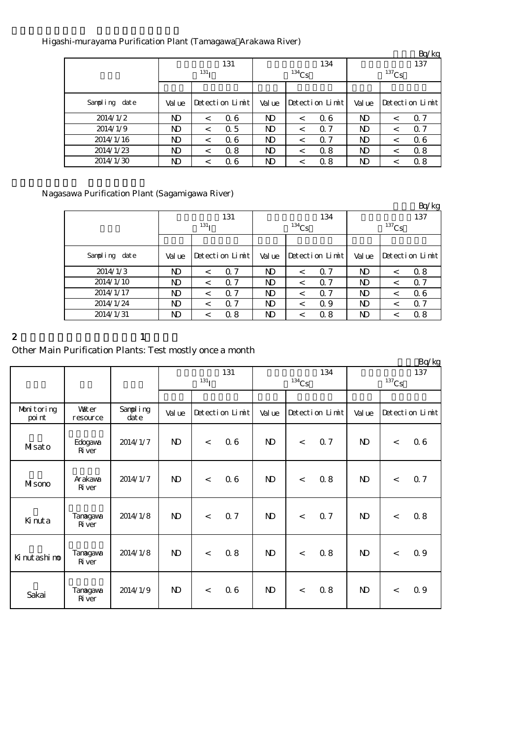Higashi-murayama Purification Plant (Tamagawa・Arakawa River)

Bq/kg

| | $^{131}I$ | | $^{134}Cs$ | | $^{137}Cs$ | |
|---|---|---|---|---|---|---|
| Sampling date | Value | Detection Limit | Value | Detection Limit | Value | Detection Limit |
| 2014/1/2 | ND | < 0.6 | ND | < 0.6 | ND | < 0.7 |
| 2014/1/9 | ND | < 0.5 | ND | < 0.7 | ND | < 0.7 |
| 2014/1/16 | ND | < 0.6 | ND | < 0.7 | ND | < 0.6 |
| 2014/1/23 | ND | < 0.8 | ND | < 0.8 | ND | < 0.8 |
| 2014/1/30 | ND | < 0.6 | ND | < 0.8 | ND | < 0.8 |

Nagasawa Purification Plant (Sagamigawa River)

Bq/kg

| | $^{131}I$ | | $^{134}Cs$ | | $^{137}Cs$ | |
|---|---|---|---|---|---|---|
| Sampling date | Value | Detection Limit | Value | Detection Limit | Value | Detection Limit |
| 2014/1/3 | ND | < 0.7 | ND | < 0.7 | ND | < 0.8 |
| 2014/1/10 | ND | < 0.7 | ND | < 0.7 | ND | < 0.7 |
| 2014/1/17 | ND | < 0.7 | ND | < 0.7 | ND | < 0.6 |
| 2014/1/24 | ND | < 0.7 | ND | < 0.9 | ND | < 0.7 |
| 2014/1/31 | ND | < 0.8 | ND | < 0.8 | ND | < 0.8 |

2 1

Other Main Purification Plants: Test mostly once a month

Bq/kg

| | | | $^{131}I$ | | $^{134}Cs$ | | $^{137}Cs$ | |
|---|---|---|---|---|---|---|---|---|
| Monitoring point | Water resource | Sampling date | Value | Detection Limit | Value | Detection Limit | Value | Detection Limit |
| Misato | Edogawa River | 2014/1/7 | ND | < 0.6 | ND | < 0.7 | ND | < 0.6 |
| Misono | Arakawa River | 2014/1/7 | ND | < 0.6 | ND | < 0.8 | ND | < 0.7 |
| Kinuta | Tamagawa River | 2014/1/8 | ND | < 0.7 | ND | < 0.7 | ND | < 0.8 |
| Kinutashimo | Tamagawa River | 2014/1/8 | ND | < 0.8 | ND | < 0.8 | ND | < 0.9 |
| Sakai | Tamagawa River | 2014/1/9 | ND | < 0.6 | ND | < 0.8 | ND | < 0.9 |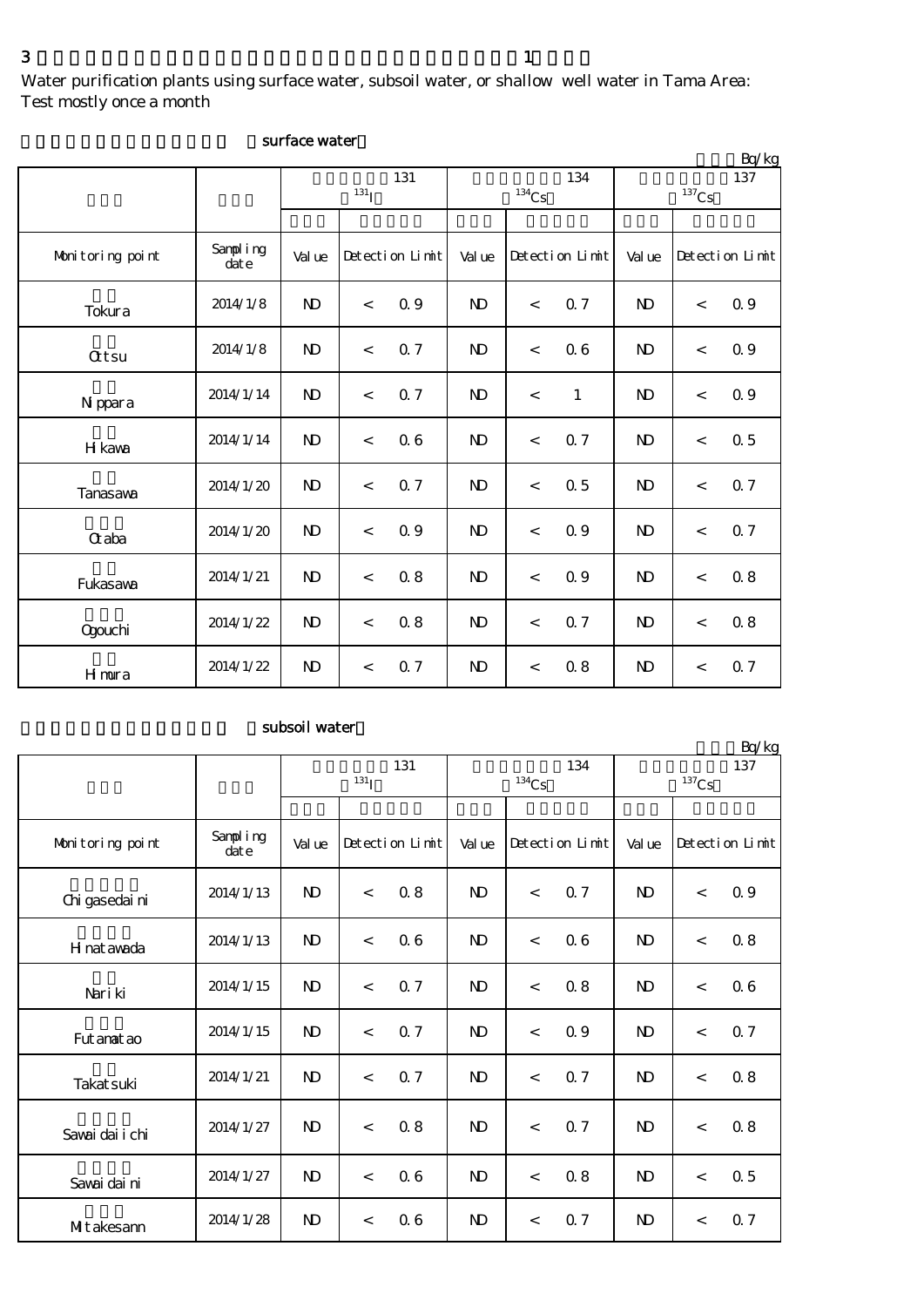3

Water purification plants using surface water, subsoil water, or shallow well water in Tama Area: Test mostly once a month

surface water

Bq/kg

| | | 131 ($^{131}$I) | | 134 ($^{134}$Cs) | | 137 ($^{137}$Cs) | |
|---|---|---|---|---|---|---|---|
| Monitoring point | Sampling date | Value | Detection Limit | Value | Detection Limit | Value | Detection Limit |
| Tokura | 2014/1/8 | ND | < 0.9 | ND | < 0.7 | ND | < 0.9 |
| Ottsu | 2014/1/8 | ND | < 0.7 | ND | < 0.6 | ND | < 0.9 |
| Nippara | 2014/1/14 | ND | < 0.7 | ND | < 1 | ND | < 0.9 |
| Hikawa | 2014/1/14 | ND | < 0.6 | ND | < 0.7 | ND | < 0.5 |
| Tanasawa | 2014/1/20 | ND | < 0.7 | ND | < 0.5 | ND | < 0.7 |
| Otaba | 2014/1/20 | ND | < 0.9 | ND | < 0.9 | ND | < 0.7 |
| Fukasawa | 2014/1/21 | ND | < 0.8 | ND | < 0.9 | ND | < 0.8 |
| Ogouchi | 2014/1/22 | ND | < 0.8 | ND | < 0.7 | ND | < 0.8 |
| Himura | 2014/1/22 | ND | < 0.7 | ND | < 0.8 | ND | < 0.7 |

subsoil water

Bq/kg

| | | 131 ($^{131}$I) | | 134 ($^{134}$Cs) | | 137 ($^{137}$Cs) | |
|---|---|---|---|---|---|---|---|
| Monitoring point | Sampling date | Value | Detection Limit | Value | Detection Limit | Value | Detection Limit |
| Chigasedaini | 2014/1/13 | ND | < 0.8 | ND | < 0.7 | ND | < 0.9 |
| Hinatawada | 2014/1/13 | ND | < 0.6 | ND | < 0.6 | ND | < 0.8 |
| Nariki | 2014/1/15 | ND | < 0.7 | ND | < 0.8 | ND | < 0.6 |
| Futamatao | 2014/1/15 | ND | < 0.7 | ND | < 0.9 | ND | < 0.7 |
| Takatsuki | 2014/1/21 | ND | < 0.7 | ND | < 0.7 | ND | < 0.8 |
| Sawaidaiichi | 2014/1/27 | ND | < 0.8 | ND | < 0.7 | ND | < 0.8 |
| Sawaidaini | 2014/1/27 | ND | < 0.6 | ND | < 0.8 | ND | < 0.5 |
| Mitakesann | 2014/1/28 | ND | < 0.6 | ND | < 0.7 | ND | < 0.7 |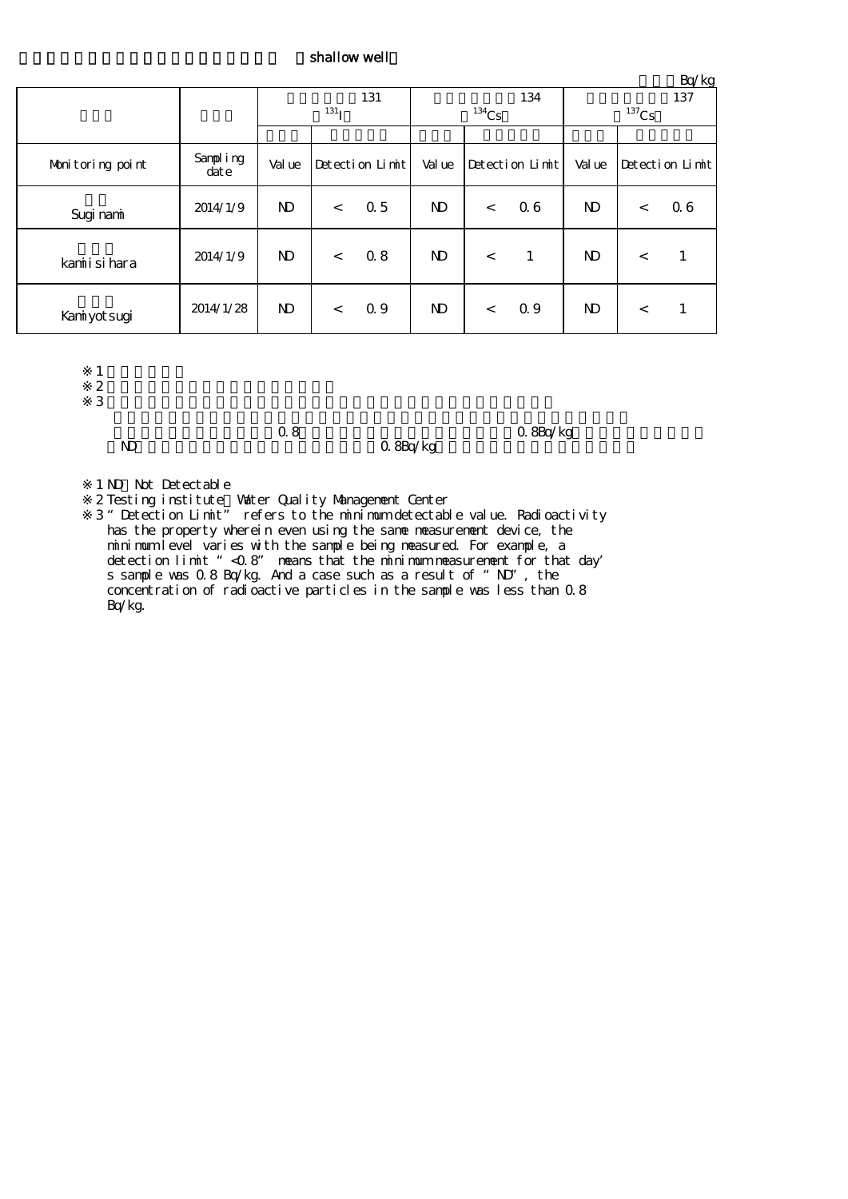（shallow well）

Bq/kg

| | | 131 $^{131}I$ | | 134 $^{134}Cs$ | | 137 $^{137}Cs$ | |
|---|---|---|---|---|---|---|---|
| Monitoring point | Sampling date | Value | Detection Limit | Value | Detection Limit | Value | Detection Limit |
| Suginami | 2014/1/9 | ND | < 0.5 | ND | < 0.6 | ND | < 0.6 |
| kamiisihara | 2014/1/9 | ND | < 0.8 | ND | < 1 | ND | < 1 |
| Kamiyotsugi | 2014/1/28 | ND | < 0.9 | ND | < 0.9 | ND | < 1 |

※1

※2

※3

0.8 0.8Bq/kg

ND 0.8Bq/kg

※1 ND：Not Detectable

※2 Testing institute：Water Quality Management Center

※3 "Detection Limit" refers to the minimum detectable value. Radioactivity has the property wherein even using the same measurement device, the minimum level varies with the sample being measured. For example, a detection limit "<0.8" means that the minimum measurement for that day's sample was 0.8 Bq/kg. And a case such as a result of "ND", the concentration of radioactive particles in the sample was less than 0.8 Bq/kg.